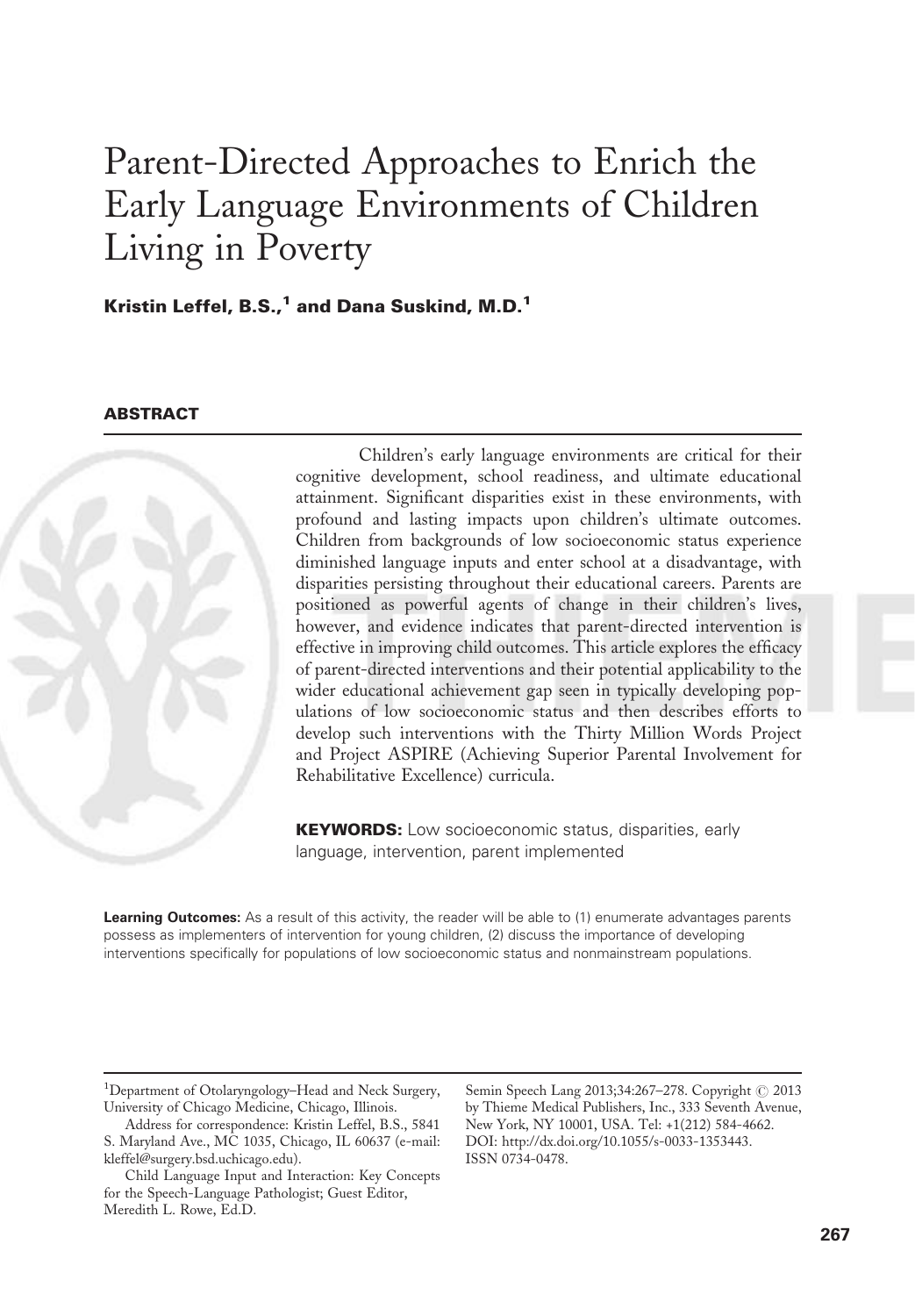# Parent-Directed Approaches to Enrich the Early Language Environments of Children Living in Poverty

**Kristin Leffel, B.S.,[1] and Dana Suskind, M.D.[1]**

## ABSTRACT

Children's early language environments are critical for their cognitive development, school readiness, and ultimate educational attainment. Significant disparities exist in these environments, with profound and lasting impacts upon children's ultimate outcomes. Children from backgrounds of low socioeconomic status experience diminished language inputs and enter school at a disadvantage, with disparities persisting throughout their educational careers. Parents are positioned as powerful agents of change in their children's lives, however, and evidence indicates that parent-directed intervention is effective in improving child outcomes. This article explores the efficacy of parent-directed interventions and their potential applicability to the wider educational achievement gap seen in typically developing populations of low socioeconomic status and then describes efforts to develop such interventions with the Thirty Million Words Project and Project ASPIRE (Achieving Superior Parental Involvement for Rehabilitative Excellence) curricula.

**KEYWORDS:** Low socioeconomic status, disparities, early language, intervention, parent implemented

**Learning Outcomes:** As a result of this activity, the reader will be able to (1) enumerate advantages parents possess as implementers of intervention for young children, (2) discuss the importance of developing interventions specifically for populations of low socioeconomic status and nonmainstream populations.

[1]Department of Otolaryngology–Head and Neck Surgery, University of Chicago Medicine, Chicago, Illinois.

Address for correspondence: Kristin Leffel, B.S., 5841 S. Maryland Ave., MC 1035, Chicago, IL 60637 (e-mail: kleffel@surgery.bsd.uchicago.edu).

Child Language Input and Interaction: Key Concepts for the Speech-Language Pathologist; Guest Editor, Meredith L. Rowe, Ed.D.

Semin Speech Lang 2013;34:267–278. Copyright © 2013 by Thieme Medical Publishers, Inc., 333 Seventh Avenue, New York, NY 10001, USA. Tel: +1(212) 584-4662. DOI: http://dx.doi.org/10.1055/s-0033-1353443. ISSN 0734-0478.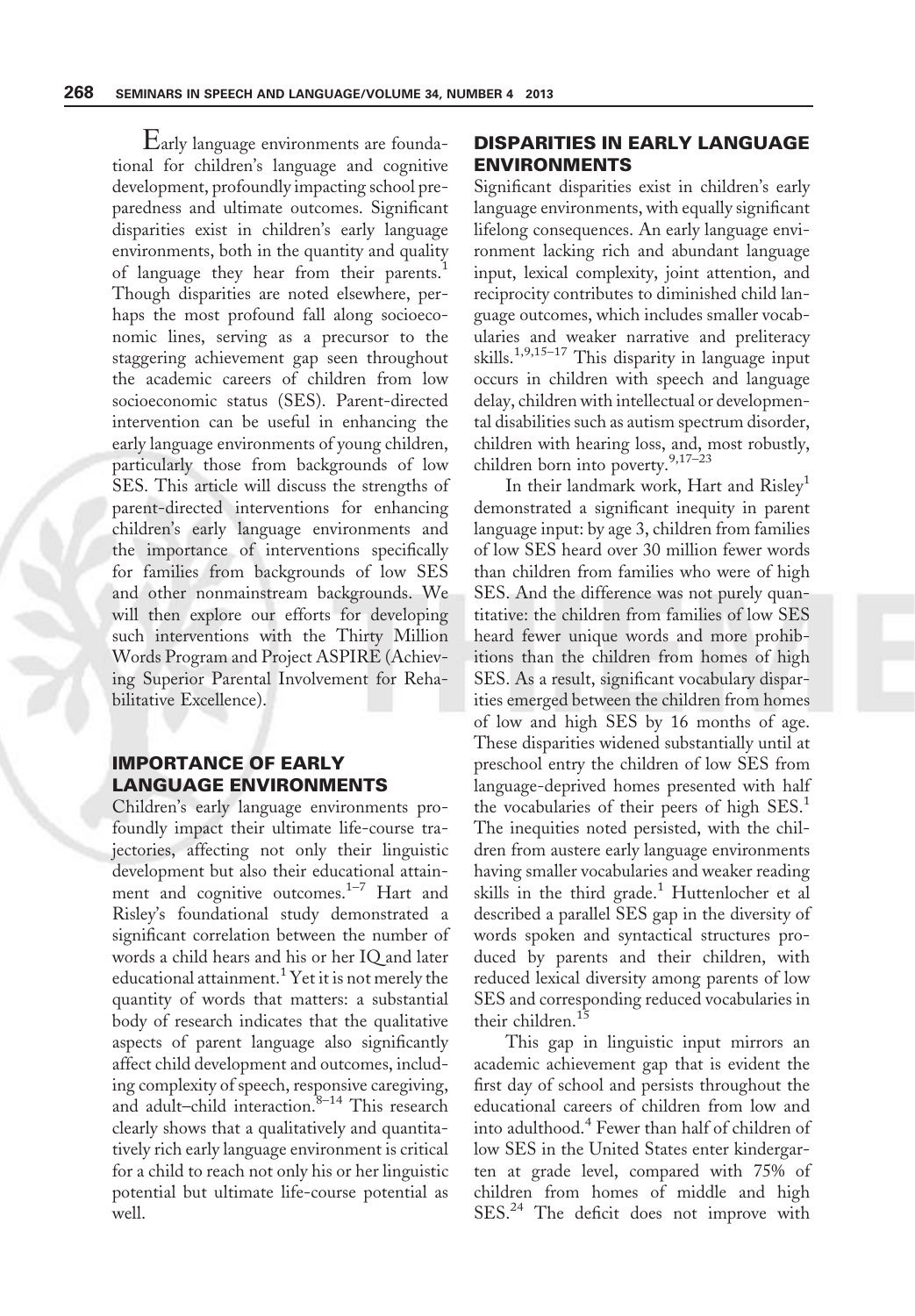Early language environments are foundational for children's language and cognitive development, profoundly impacting school preparedness and ultimate outcomes. Significant disparities exist in children's early language environments, both in the quantity and quality of language they hear from their parents.[1] Though disparities are noted elsewhere, perhaps the most profound fall along socioeconomic lines, serving as a precursor to the staggering achievement gap seen throughout the academic careers of children from low socioeconomic status (SES). Parent-directed intervention can be useful in enhancing the early language environments of young children, particularly those from backgrounds of low SES. This article will discuss the strengths of parent-directed interventions for enhancing children's early language environments and the importance of interventions specifically for families from backgrounds of low SES and other nonmainstream backgrounds. We will then explore our efforts for developing such interventions with the Thirty Million Words Program and Project ASPIRE (Achieving Superior Parental Involvement for Rehabilitative Excellence).

## IMPORTANCE OF EARLY LANGUAGE ENVIRONMENTS

Children's early language environments profoundly impact their ultimate life-course trajectories, affecting not only their linguistic development but also their educational attainment and cognitive outcomes.[1–7] Hart and Risley's foundational study demonstrated a significant correlation between the number of words a child hears and his or her IQ and later educational attainment.[1] Yet it is not merely the quantity of words that matters: a substantial body of research indicates that the qualitative aspects of parent language also significantly affect child development and outcomes, including complexity of speech, responsive caregiving, and adult–child interaction.[8–14] This research clearly shows that a qualitatively and quantitatively rich early language environment is critical for a child to reach not only his or her linguistic potential but ultimate life-course potential as well.

## DISPARITIES IN EARLY LANGUAGE ENVIRONMENTS

Significant disparities exist in children's early language environments, with equally significant lifelong consequences. An early language environment lacking rich and abundant language input, lexical complexity, joint attention, and reciprocity contributes to diminished child language outcomes, which includes smaller vocabularies and weaker narrative and preliteracy skills.[1,9,15–17] This disparity in language input occurs in children with speech and language delay, children with intellectual or developmental disabilities such as autism spectrum disorder, children with hearing loss, and, most robustly, children born into poverty.[9,17–23]

In their landmark work, Hart and Risley[1] demonstrated a significant inequity in parent language input: by age 3, children from families of low SES heard over 30 million fewer words than children from families who were of high SES. And the difference was not purely quantitative: the children from families of low SES heard fewer unique words and more prohibitions than the children from homes of high SES. As a result, significant vocabulary disparities emerged between the children from homes of low and high SES by 16 months of age. These disparities widened substantially until at preschool entry the children of low SES from language-deprived homes presented with half the vocabularies of their peers of high SES.[1] The inequities noted persisted, with the children from austere early language environments having smaller vocabularies and weaker reading skills in the third grade.[1] Huttenlocher et al described a parallel SES gap in the diversity of words spoken and syntactical structures produced by parents and their children, with reduced lexical diversity among parents of low SES and corresponding reduced vocabularies in their children.[15]

This gap in linguistic input mirrors an academic achievement gap that is evident the first day of school and persists throughout the educational careers of children from low and into adulthood.[4] Fewer than half of children of low SES in the United States enter kindergarten at grade level, compared with 75% of children from homes of middle and high SES.[24] The deficit does not improve with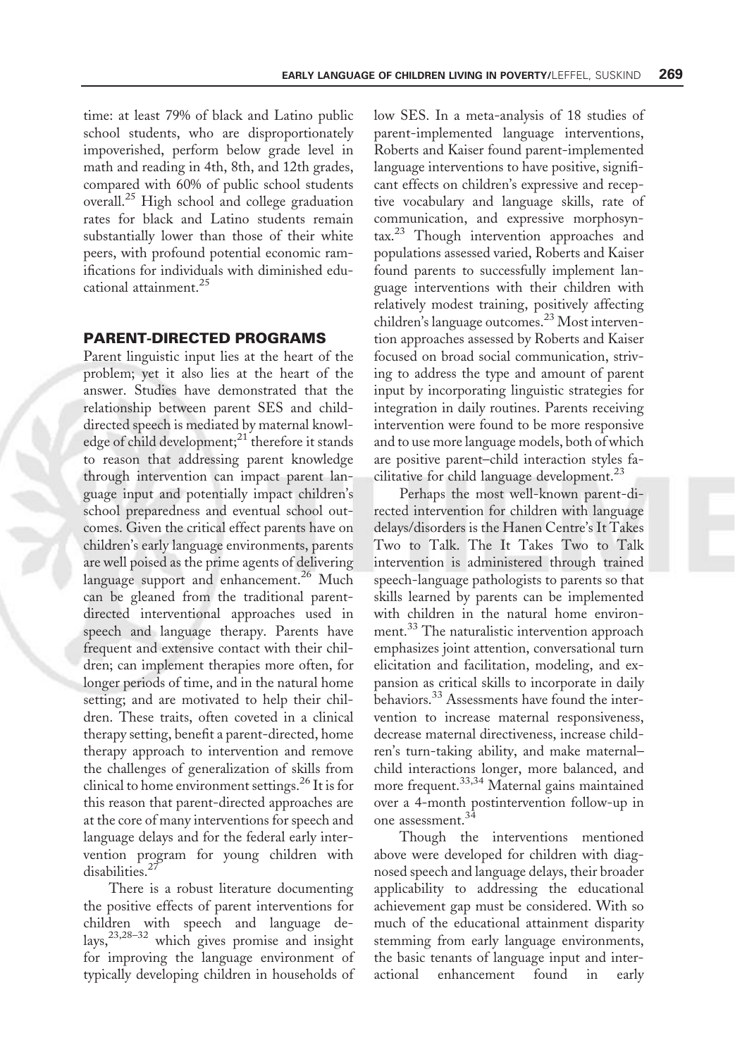time: at least 79% of black and Latino public school students, who are disproportionately impoverished, perform below grade level in math and reading in 4th, 8th, and 12th grades, compared with 60% of public school students overall.[25] High school and college graduation rates for black and Latino students remain substantially lower than those of their white peers, with profound potential economic ramifications for individuals with diminished educational attainment.[25]

## PARENT-DIRECTED PROGRAMS

Parent linguistic input lies at the heart of the problem; yet it also lies at the heart of the answer. Studies have demonstrated that the relationship between parent SES and child-directed speech is mediated by maternal knowledge of child development;[21] therefore it stands to reason that addressing parent knowledge through intervention can impact parent language input and potentially impact children's school preparedness and eventual school outcomes. Given the critical effect parents have on children's early language environments, parents are well poised as the prime agents of delivering language support and enhancement.[26] Much can be gleaned from the traditional parent-directed interventional approaches used in speech and language therapy. Parents have frequent and extensive contact with their children; can implement therapies more often, for longer periods of time, and in the natural home setting; and are motivated to help their children. These traits, often coveted in a clinical therapy setting, benefit a parent-directed, home therapy approach to intervention and remove the challenges of generalization of skills from clinical to home environment settings.[26] It is for this reason that parent-directed approaches are at the core of many interventions for speech and language delays and for the federal early intervention program for young children with disabilities.[27]

There is a robust literature documenting the positive effects of parent interventions for children with speech and language delays,[23,28–32] which gives promise and insight for improving the language environment of typically developing children in households of low SES. In a meta-analysis of 18 studies of parent-implemented language interventions, Roberts and Kaiser found parent-implemented language interventions to have positive, significant effects on children's expressive and receptive vocabulary and language skills, rate of communication, and expressive morphosyntax.[23] Though intervention approaches and populations assessed varied, Roberts and Kaiser found parents to successfully implement language interventions with their children with relatively modest training, positively affecting children's language outcomes.[23] Most intervention approaches assessed by Roberts and Kaiser focused on broad social communication, striving to address the type and amount of parent input by incorporating linguistic strategies for integration in daily routines. Parents receiving intervention were found to be more responsive and to use more language models, both of which are positive parent–child interaction styles facilitative for child language development.[23]

Perhaps the most well-known parent-directed intervention for children with language delays/disorders is the Hanen Centre's It Takes Two to Talk. The It Takes Two to Talk intervention is administered through trained speech-language pathologists to parents so that skills learned by parents can be implemented with children in the natural home environment.[33] The naturalistic intervention approach emphasizes joint attention, conversational turn elicitation and facilitation, modeling, and expansion as critical skills to incorporate in daily behaviors.[33] Assessments have found the intervention to increase maternal responsiveness, decrease maternal directiveness, increase children's turn-taking ability, and make maternal–child interactions longer, more balanced, and more frequent.[33,34] Maternal gains maintained over a 4-month postintervention follow-up in one assessment.[34]

Though the interventions mentioned above were developed for children with diagnosed speech and language delays, their broader applicability to addressing the educational achievement gap must be considered. With so much of the educational attainment disparity stemming from early language environments, the basic tenants of language input and interactional enhancement found in early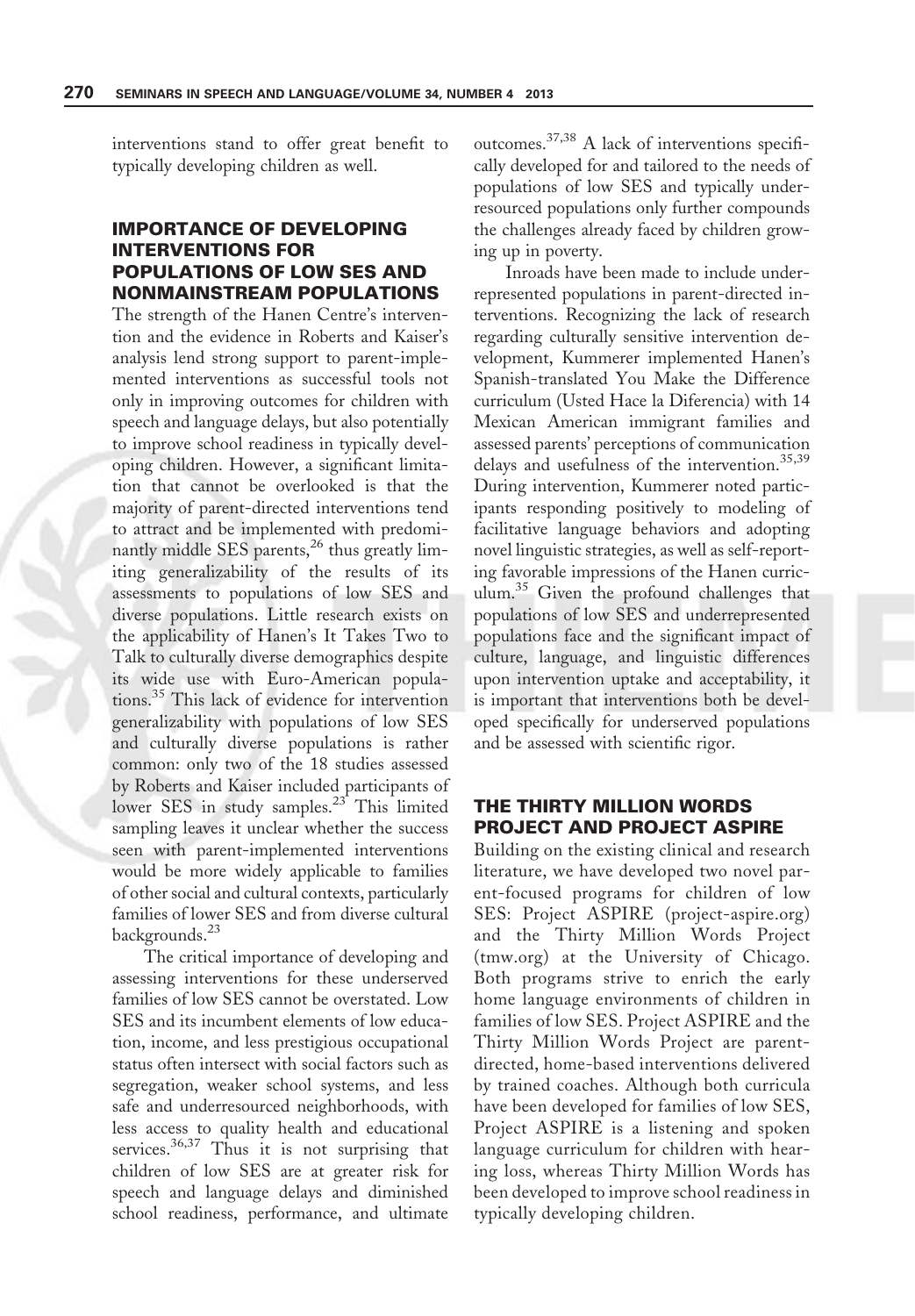interventions stand to offer great benefit to typically developing children as well.

## IMPORTANCE OF DEVELOPING INTERVENTIONS FOR POPULATIONS OF LOW SES AND NONMAINSTREAM POPULATIONS

The strength of the Hanen Centre's intervention and the evidence in Roberts and Kaiser's analysis lend strong support to parent-implemented interventions as successful tools not only in improving outcomes for children with speech and language delays, but also potentially to improve school readiness in typically developing children. However, a significant limitation that cannot be overlooked is that the majority of parent-directed interventions tend to attract and be implemented with predominantly middle SES parents,[26] thus greatly limiting generalizability of the results of its assessments to populations of low SES and diverse populations. Little research exists on the applicability of Hanen's It Takes Two to Talk to culturally diverse demographics despite its wide use with Euro-American populations.[35] This lack of evidence for intervention generalizability with populations of low SES and culturally diverse populations is rather common: only two of the 18 studies assessed by Roberts and Kaiser included participants of lower SES in study samples.[23] This limited sampling leaves it unclear whether the success seen with parent-implemented interventions would be more widely applicable to families of other social and cultural contexts, particularly families of lower SES and from diverse cultural backgrounds.[23]

The critical importance of developing and assessing interventions for these underserved families of low SES cannot be overstated. Low SES and its incumbent elements of low education, income, and less prestigious occupational status often intersect with social factors such as segregation, weaker school systems, and less safe and underresourced neighborhoods, with less access to quality health and educational services.[36,37] Thus it is not surprising that children of low SES are at greater risk for speech and language delays and diminished school readiness, performance, and ultimate outcomes.[37,38] A lack of interventions specifically developed for and tailored to the needs of populations of low SES and typically underresourced populations only further compounds the challenges already faced by children growing up in poverty.

Inroads have been made to include underrepresented populations in parent-directed interventions. Recognizing the lack of research regarding culturally sensitive intervention development, Kummerer implemented Hanen's Spanish-translated You Make the Difference curriculum (Usted Hace la Diferencia) with 14 Mexican American immigrant families and assessed parents' perceptions of communication delays and usefulness of the intervention.[35,39] During intervention, Kummerer noted participants responding positively to modeling of facilitative language behaviors and adopting novel linguistic strategies, as well as self-reporting favorable impressions of the Hanen curriculum.[35] Given the profound challenges that populations of low SES and underrepresented populations face and the significant impact of culture, language, and linguistic differences upon intervention uptake and acceptability, it is important that interventions both be developed specifically for underserved populations and be assessed with scientific rigor.

## THE THIRTY MILLION WORDS PROJECT AND PROJECT ASPIRE

Building on the existing clinical and research literature, we have developed two novel parent-focused programs for children of low SES: Project ASPIRE (project-aspire.org) and the Thirty Million Words Project (tmw.org) at the University of Chicago. Both programs strive to enrich the early home language environments of children in families of low SES. Project ASPIRE and the Thirty Million Words Project are parent-directed, home-based interventions delivered by trained coaches. Although both curricula have been developed for families of low SES, Project ASPIRE is a listening and spoken language curriculum for children with hearing loss, whereas Thirty Million Words has been developed to improve school readiness in typically developing children.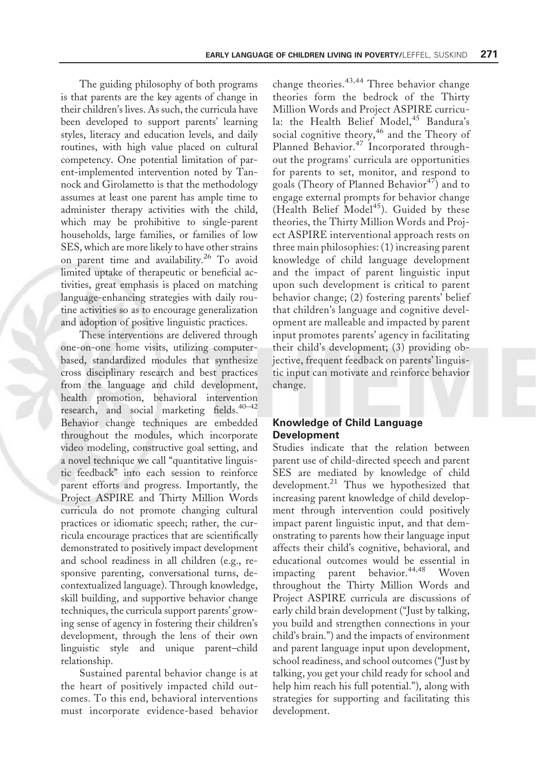The guiding philosophy of both programs is that parents are the key agents of change in their children's lives. As such, the curricula have been developed to support parents' learning styles, literacy and education levels, and daily routines, with high value placed on cultural competency. One potential limitation of parent-implemented intervention noted by Tannock and Girolametto is that the methodology assumes at least one parent has ample time to administer therapy activities with the child, which may be prohibitive to single-parent households, large families, or families of low SES, which are more likely to have other strains on parent time and availability.[26] To avoid limited uptake of therapeutic or beneficial activities, great emphasis is placed on matching language-enhancing strategies with daily routine activities so as to encourage generalization and adoption of positive linguistic practices.

These interventions are delivered through one-on-one home visits, utilizing computer-based, standardized modules that synthesize cross disciplinary research and best practices from the language and child development, health promotion, behavioral intervention research, and social marketing fields.[40–42] Behavior change techniques are embedded throughout the modules, which incorporate video modeling, constructive goal setting, and a novel technique we call "quantitative linguistic feedback" into each session to reinforce parent efforts and progress. Importantly, the Project ASPIRE and Thirty Million Words curricula do not promote changing cultural practices or idiomatic speech; rather, the curricula encourage practices that are scientifically demonstrated to positively impact development and school readiness in all children (e.g., responsive parenting, conversational turns, decontextualized language). Through knowledge, skill building, and supportive behavior change techniques, the curricula support parents' growing sense of agency in fostering their children's development, through the lens of their own linguistic style and unique parent–child relationship.

Sustained parental behavior change is at the heart of positively impacted child outcomes. To this end, behavioral interventions must incorporate evidence-based behavior change theories.[43,44] Three behavior change theories form the bedrock of the Thirty Million Words and Project ASPIRE curricula: the Health Belief Model,[45] Bandura's social cognitive theory,[46] and the Theory of Planned Behavior.[47] Incorporated throughout the programs' curricula are opportunities for parents to set, monitor, and respond to goals (Theory of Planned Behavior[47]) and to engage external prompts for behavior change (Health Belief Model[45]). Guided by these theories, the Thirty Million Words and Project ASPIRE interventional approach rests on three main philosophies: (1) increasing parent knowledge of child language development and the impact of parent linguistic input upon such development is critical to parent behavior change; (2) fostering parents' belief that children's language and cognitive development are malleable and impacted by parent input promotes parents' agency in facilitating their child's development; (3) providing objective, frequent feedback on parents' linguistic input can motivate and reinforce behavior change.

## Knowledge of Child Language Development

Studies indicate that the relation between parent use of child-directed speech and parent SES are mediated by knowledge of child development.[21] Thus we hypothesized that increasing parent knowledge of child development through intervention could positively impact parent linguistic input, and that demonstrating to parents how their language input affects their child's cognitive, behavioral, and educational outcomes would be essential in impacting parent behavior.[44,48] Woven throughout the Thirty Million Words and Project ASPIRE curricula are discussions of early child brain development ("Just by talking, you build and strengthen connections in your child's brain.") and the impacts of environment and parent language input upon development, school readiness, and school outcomes ("Just by talking, you get your child ready for school and help him reach his full potential."), along with strategies for supporting and facilitating this development.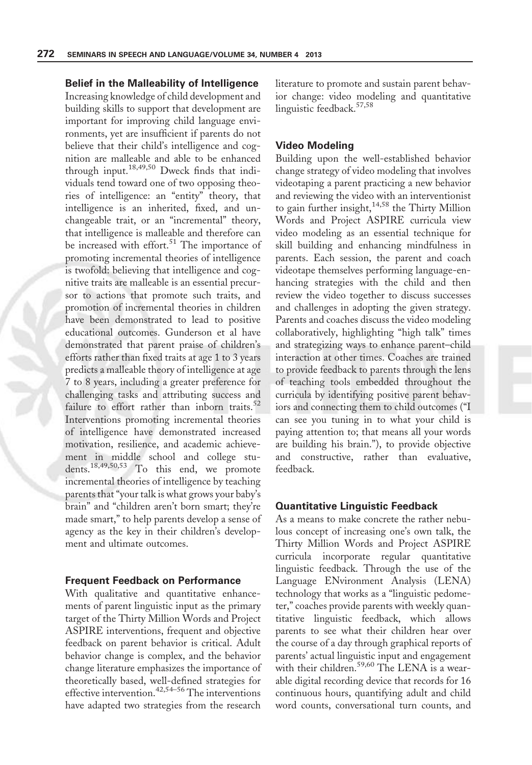### Belief in the Malleability of Intelligence

Increasing knowledge of child development and building skills to support that development are important for improving child language environments, yet are insufficient if parents do not believe that their child's intelligence and cognition are malleable and able to be enhanced through input.[18,49,50] Dweck finds that individuals tend toward one of two opposing theories of intelligence: an "entity" theory, that intelligence is an inherited, fixed, and unchangeable trait, or an "incremental" theory, that intelligence is malleable and therefore can be increased with effort.[51] The importance of promoting incremental theories of intelligence is twofold: believing that intelligence and cognitive traits are malleable is an essential precursor to actions that promote such traits, and promotion of incremental theories in children have been demonstrated to lead to positive educational outcomes. Gunderson et al have demonstrated that parent praise of children's efforts rather than fixed traits at age 1 to 3 years predicts a malleable theory of intelligence at age 7 to 8 years, including a greater preference for challenging tasks and attributing success and failure to effort rather than inborn traits.[52] Interventions promoting incremental theories of intelligence have demonstrated increased motivation, resilience, and academic achievement in middle school and college students.[18,49,50,53] To this end, we promote incremental theories of intelligence by teaching parents that "your talk is what grows your baby's brain" and "children aren't born smart; they're made smart," to help parents develop a sense of agency as the key in their children's development and ultimate outcomes.

### Frequent Feedback on Performance

With qualitative and quantitative enhancements of parent linguistic input as the primary target of the Thirty Million Words and Project ASPIRE interventions, frequent and objective feedback on parent behavior is critical. Adult behavior change is complex, and the behavior change literature emphasizes the importance of theoretically based, well-defined strategies for effective intervention.[42,54–56] The interventions have adapted two strategies from the research literature to promote and sustain parent behavior change: video modeling and quantitative linguistic feedback.[57,58]

### Video Modeling

Building upon the well-established behavior change strategy of video modeling that involves videotaping a parent practicing a new behavior and reviewing the video with an interventionist to gain further insight,[14,58] the Thirty Million Words and Project ASPIRE curricula view video modeling as an essential technique for skill building and enhancing mindfulness in parents. Each session, the parent and coach videotape themselves performing language-enhancing strategies with the child and then review the video together to discuss successes and challenges in adopting the given strategy. Parents and coaches discuss the video modeling collaboratively, highlighting "high talk" times and strategizing ways to enhance parent–child interaction at other times. Coaches are trained to provide feedback to parents through the lens of teaching tools embedded throughout the curricula by identifying positive parent behaviors and connecting them to child outcomes ("I can see you tuning in to what your child is paying attention to; that means all your words are building his brain."), to provide objective and constructive, rather than evaluative, feedback.

### Quantitative Linguistic Feedback

As a means to make concrete the rather nebulous concept of increasing one's own talk, the Thirty Million Words and Project ASPIRE curricula incorporate regular quantitative linguistic feedback. Through the use of the Language ENvironment Analysis (LENA) technology that works as a "linguistic pedometer," coaches provide parents with weekly quantitative linguistic feedback, which allows parents to see what their children hear over the course of a day through graphical reports of parents' actual linguistic input and engagement with their children.[59,60] The LENA is a wearable digital recording device that records for 16 continuous hours, quantifying adult and child word counts, conversational turn counts, and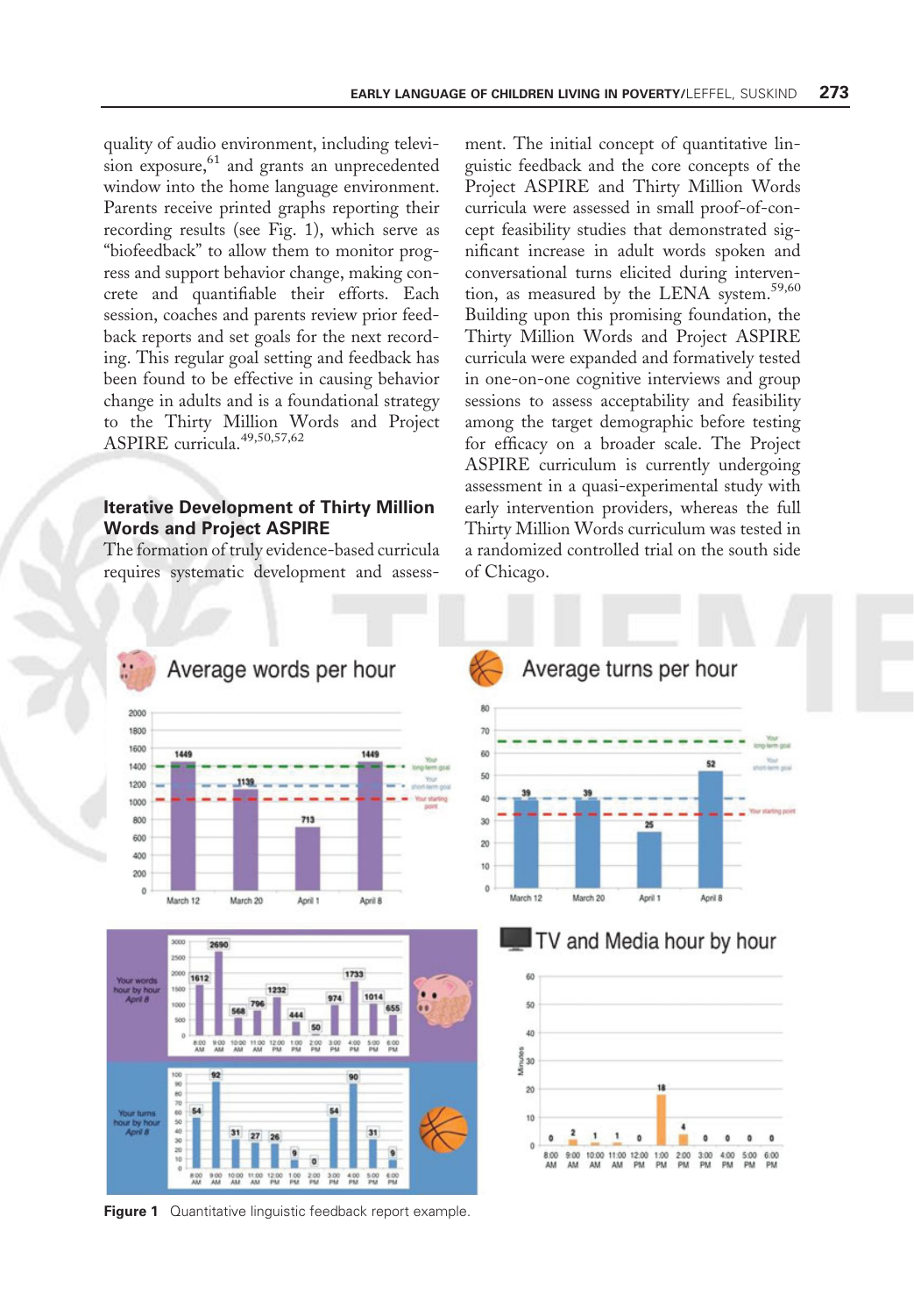quality of audio environment, including television exposure,[61] and grants an unprecedented window into the home language environment. Parents receive printed graphs reporting their recording results (see Fig. 1), which serve as "biofeedback" to allow them to monitor progress and support behavior change, making concrete and quantifiable their efforts. Each session, coaches and parents review prior feedback reports and set goals for the next recording. This regular goal setting and feedback has been found to be effective in causing behavior change in adults and is a foundational strategy to the Thirty Million Words and Project ASPIRE curricula.[49,50,57,62]

## Iterative Development of Thirty Million Words and Project ASPIRE

The formation of truly evidence-based curricula requires systematic development and assessment. The initial concept of quantitative linguistic feedback and the core concepts of the Project ASPIRE and Thirty Million Words curricula were assessed in small proof-of-concept feasibility studies that demonstrated significant increase in adult words spoken and conversational turns elicited during intervention, as measured by the LENA system.[59,60] Building upon this promising foundation, the Thirty Million Words and Project ASPIRE curricula were expanded and formatively tested in one-on-one cognitive interviews and group sessions to assess acceptability and feasibility among the target demographic before testing for efficacy on a broader scale. The Project ASPIRE curriculum is currently undergoing assessment in a quasi-experimental study with early intervention providers, whereas the full Thirty Million Words curriculum was tested in a randomized controlled trial on the south side of Chicago.

**Figure 1** Quantitative linguistic feedback report example.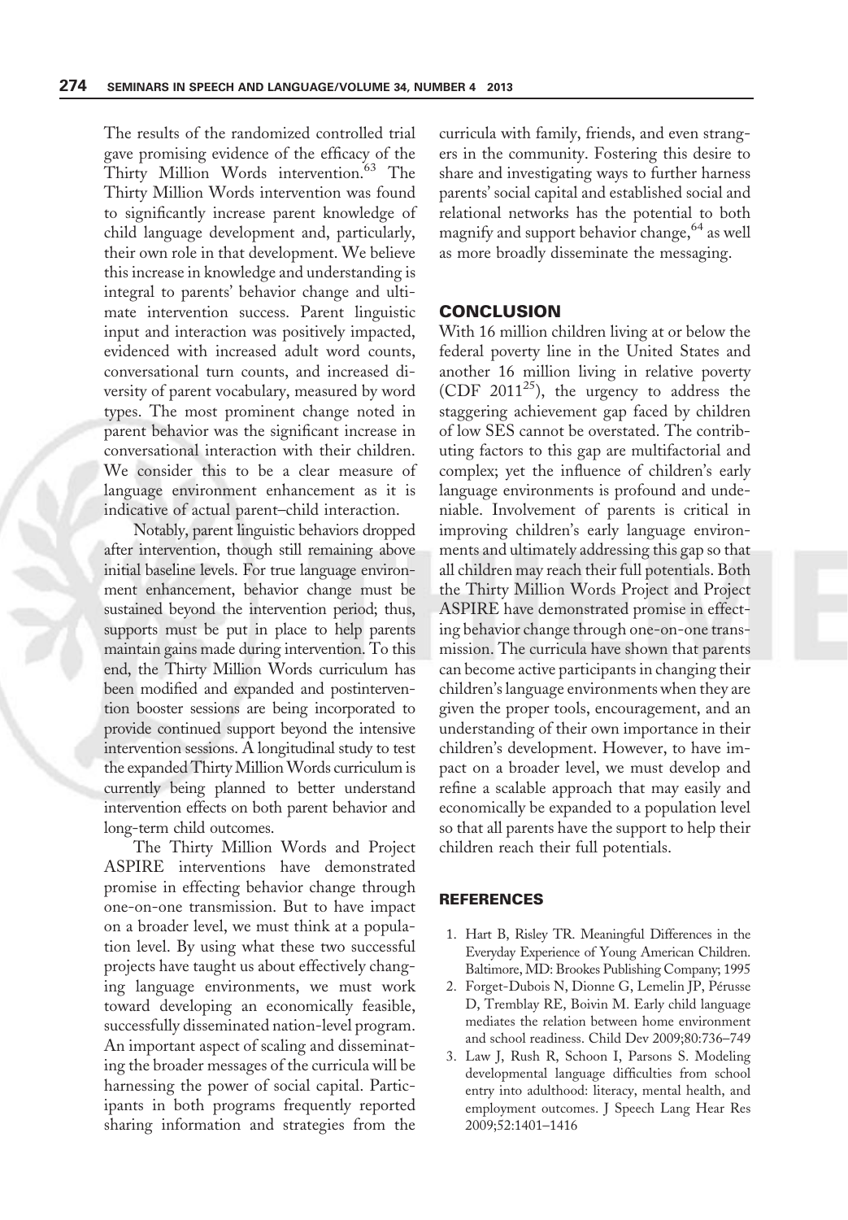The results of the randomized controlled trial gave promising evidence of the efficacy of the Thirty Million Words intervention.[63] The Thirty Million Words intervention was found to significantly increase parent knowledge of child language development and, particularly, their own role in that development. We believe this increase in knowledge and understanding is integral to parents' behavior change and ultimate intervention success. Parent linguistic input and interaction was positively impacted, evidenced with increased adult word counts, conversational turn counts, and increased diversity of parent vocabulary, measured by word types. The most prominent change noted in parent behavior was the significant increase in conversational interaction with their children. We consider this to be a clear measure of language environment enhancement as it is indicative of actual parent–child interaction.

Notably, parent linguistic behaviors dropped after intervention, though still remaining above initial baseline levels. For true language environment enhancement, behavior change must be sustained beyond the intervention period; thus, supports must be put in place to help parents maintain gains made during intervention. To this end, the Thirty Million Words curriculum has been modified and expanded and postintervention booster sessions are being incorporated to provide continued support beyond the intensive intervention sessions. A longitudinal study to test the expanded Thirty Million Words curriculum is currently being planned to better understand intervention effects on both parent behavior and long-term child outcomes.

The Thirty Million Words and Project ASPIRE interventions have demonstrated promise in effecting behavior change through one-on-one transmission. But to have impact on a broader level, we must think at a population level. By using what these two successful projects have taught us about effectively changing language environments, we must work toward developing an economically feasible, successfully disseminated nation-level program. An important aspect of scaling and disseminating the broader messages of the curricula will be harnessing the power of social capital. Participants in both programs frequently reported sharing information and strategies from the curricula with family, friends, and even strangers in the community. Fostering this desire to share and investigating ways to further harness parents' social capital and established social and relational networks has the potential to both magnify and support behavior change,[64] as well as more broadly disseminate the messaging.

## CONCLUSION

With 16 million children living at or below the federal poverty line in the United States and another 16 million living in relative poverty (CDF 2011[25]), the urgency to address the staggering achievement gap faced by children of low SES cannot be overstated. The contributing factors to this gap are multifactorial and complex; yet the influence of children's early language environments is profound and undeniable. Involvement of parents is critical in improving children's early language environments and ultimately addressing this gap so that all children may reach their full potentials. Both the Thirty Million Words Project and Project ASPIRE have demonstrated promise in effecting behavior change through one-on-one transmission. The curricula have shown that parents can become active participants in changing their children's language environments when they are given the proper tools, encouragement, and an understanding of their own importance in their children's development. However, to have impact on a broader level, we must develop and refine a scalable approach that may easily and economically be expanded to a population level so that all parents have the support to help their children reach their full potentials.

## REFERENCES

1. Hart B, Risley TR. Meaningful Differences in the Everyday Experience of Young American Children. Baltimore, MD: Brookes Publishing Company; 1995
2. Forget-Dubois N, Dionne G, Lemelin JP, Pérusse D, Tremblay RE, Boivin M. Early child language mediates the relation between home environment and school readiness. Child Dev 2009;80:736–749
3. Law J, Rush R, Schoon I, Parsons S. Modeling developmental language difficulties from school entry into adulthood: literacy, mental health, and employment outcomes. J Speech Lang Hear Res 2009;52:1401–1416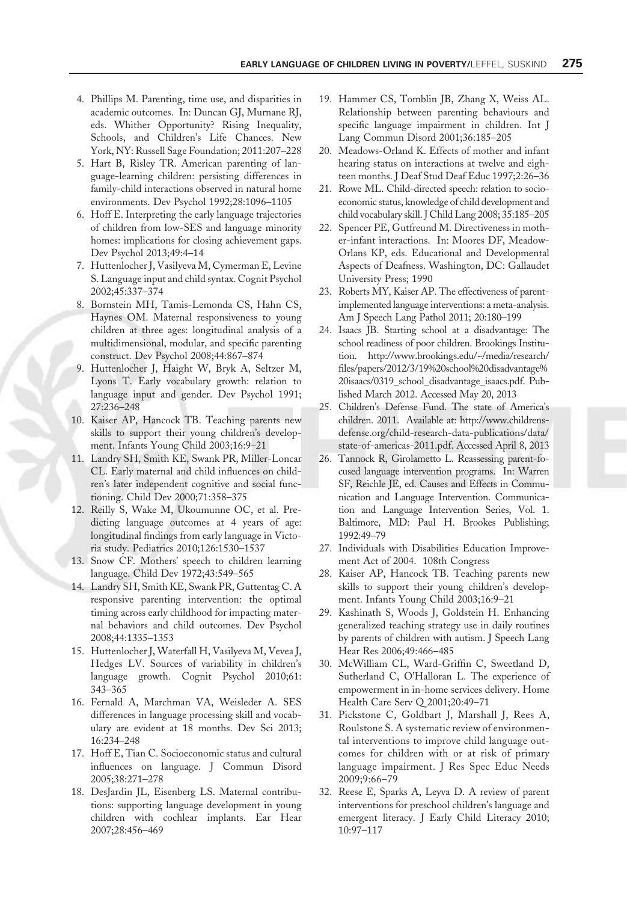4. Phillips M. Parenting, time use, and disparities in academic outcomes. In: Duncan GJ, Murnane RJ, eds. Whither Opportunity? Rising Inequality, Schools, and Children's Life Chances. New York, NY: Russell Sage Foundation; 2011:207–228
5. Hart B, Risley TR. American parenting of language-learning children: persisting differences in family-child interactions observed in natural home environments. Dev Psychol 1992;28:1096–1105
6. Hoff E. Interpreting the early language trajectories of children from low-SES and language minority homes: implications for closing achievement gaps. Dev Psychol 2013;49:4–14
7. Huttenlocher J, Vasilyeva M, Cymerman E, Levine S. Language input and child syntax. Cognit Psychol 2002;45:337–374
8. Bornstein MH, Tamis-Lemonda CS, Hahn CS, Haynes OM. Maternal responsiveness to young children at three ages: longitudinal analysis of a multidimensional, modular, and specific parenting construct. Dev Psychol 2008;44:867–874
9. Huttenlocher J, Haight W, Bryk A, Seltzer M, Lyons T. Early vocabulary growth: relation to language input and gender. Dev Psychol 1991; 27:236–248
10. Kaiser AP, Hancock TB. Teaching parents new skills to support their young children's development. Infants Young Child 2003;16:9–21
11. Landry SH, Smith KE, Swank PR, Miller-Loncar CL. Early maternal and child influences on children's later independent cognitive and social functioning. Child Dev 2000;71:358–375
12. Reilly S, Wake M, Ukoumunne OC, et al. Predicting language outcomes at 4 years of age: longitudinal findings from early language in Victoria study. Pediatrics 2010;126:1530–1537
13. Snow CF. Mothers' speech to children learning language. Child Dev 1972;43:549–565
14. Landry SH, Smith KE, Swank PR, Guttentag C. A responsive parenting intervention: the optimal timing across early childhood for impacting maternal behaviors and child outcomes. Dev Psychol 2008;44:1335–1353
15. Huttenlocher J, Waterfall H, Vasilyeva M, Vevea J, Hedges LV. Sources of variability in children's language growth. Cognit Psychol 2010;61: 343–365
16. Fernald A, Marchman VA, Weisleder A. SES differences in language processing skill and vocabulary are evident at 18 months. Dev Sci 2013; 16:234–248
17. Hoff E, Tian C. Socioeconomic status and cultural influences on language. J Commun Disord 2005;38:271–278
18. DesJardin JL, Eisenberg LS. Maternal contributions: supporting language development in young children with cochlear implants. Ear Hear 2007;28:456–469
19. Hammer CS, Tomblin JB, Zhang X, Weiss AL. Relationship between parenting behaviours and specific language impairment in children. Int J Lang Commun Disord 2001;36:185–205
20. Meadows-Orland K. Effects of mother and infant hearing status on interactions at twelve and eighteen months. J Deaf Stud Deaf Educ 1997;2:26–36
21. Rowe ML. Child-directed speech: relation to socioeconomic status, knowledge of child development and child vocabulary skill. J Child Lang 2008; 35:185–205
22. Spencer PE, Gutfreund M. Directiveness in mother-infant interactions. In: Moores DF, Meadow-Orlans KP, eds. Educational and Developmental Aspects of Deafness. Washington, DC: Gallaudet University Press; 1990
23. Roberts MY, Kaiser AP. The effectiveness of parent-implemented language interventions: a meta-analysis. Am J Speech Lang Pathol 2011; 20:180–199
24. Isaacs JB. Starting school at a disadvantage: The school readiness of poor children. Brookings Institution. http://www.brookings.edu/~/media/research/files/papers/2012/3/19%20school%20disadvantage%20isaacs/0319_school_disadvantage_isaacs.pdf. Published March 2012. Accessed May 20, 2013
25. Children's Defense Fund. The state of America's children. 2011. Available at: http://www.childrensdefense.org/child-research-data-publications/data/state-of-americas-2011.pdf. Accessed April 8, 2013
26. Tannock R, Girolametto L. Reassessing parent-focused language intervention programs. In: Warren SF, Reichle JE, ed. Causes and Effects in Communication and Language Intervention. Communication and Language Intervention Series, Vol. 1. Baltimore, MD: Paul H. Brookes Publishing; 1992:49–79
27. Individuals with Disabilities Education Improvement Act of 2004. 108th Congress
28. Kaiser AP, Hancock TB. Teaching parents new skills to support their young children's development. Infants Young Child 2003;16:9–21
29. Kashinath S, Woods J, Goldstein H. Enhancing generalized teaching strategy use in daily routines by parents of children with autism. J Speech Lang Hear Res 2006;49:466–485
30. McWilliam CL, Ward-Griffin C, Sweetland D, Sutherland C, O'Halloran L. The experience of empowerment in in-home services delivery. Home Health Care Serv Q 2001;20:49–71
31. Pickstone C, Goldbart J, Marshall J, Rees A, Roulstone S. A systematic review of environmental interventions to improve child language outcomes for children with or at risk of primary language impairment. J Res Spec Educ Needs 2009;9:66–79
32. Reese E, Sparks A, Leyva D. A review of parent interventions for preschool children's language and emergent literacy. J Early Child Literacy 2010; 10:97–117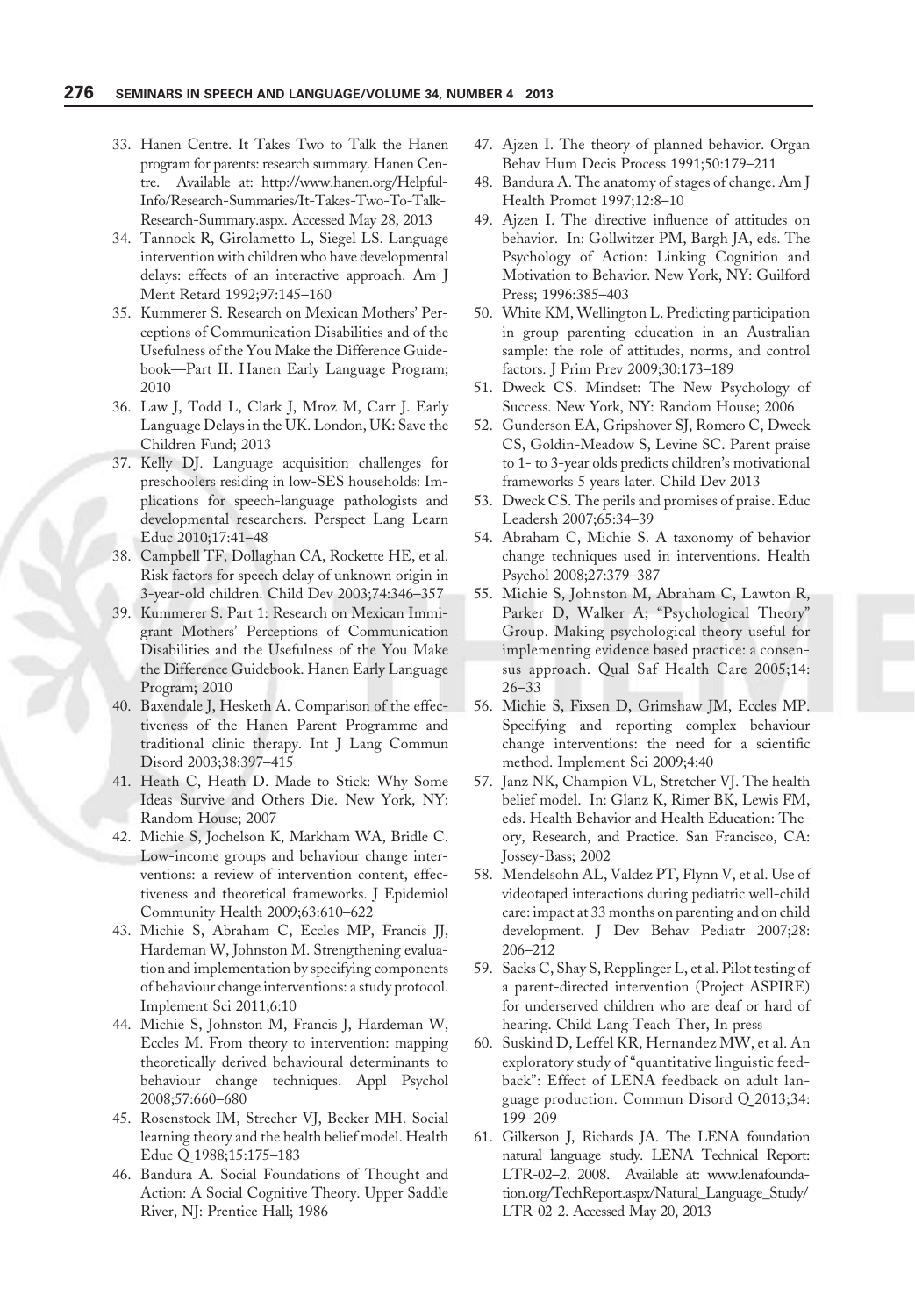33. Hanen Centre. It Takes Two to Talk the Hanen program for parents: research summary. Hanen Centre. Available at: http://www.hanen.org/Helpful-Info/Research-Summaries/It-Takes-Two-To-Talk-Research-Summary.aspx. Accessed May 28, 2013
34. Tannock R, Girolametto L, Siegel LS. Language intervention with children who have developmental delays: effects of an interactive approach. Am J Ment Retard 1992;97:145–160
35. Kummerer S. Research on Mexican Mothers' Perceptions of Communication Disabilities and of the Usefulness of the You Make the Difference Guidebook—Part II. Hanen Early Language Program; 2010
36. Law J, Todd L, Clark J, Mroz M, Carr J. Early Language Delays in the UK. London, UK: Save the Children Fund; 2013
37. Kelly DJ. Language acquisition challenges for preschoolers residing in low-SES households: Implications for speech-language pathologists and developmental researchers. Perspect Lang Learn Educ 2010;17:41–48
38. Campbell TF, Dollaghan CA, Rockette HE, et al. Risk factors for speech delay of unknown origin in 3-year-old children. Child Dev 2003;74:346–357
39. Kummerer S. Part 1: Research on Mexican Immigrant Mothers' Perceptions of Communication Disabilities and the Usefulness of the You Make the Difference Guidebook. Hanen Early Language Program; 2010
40. Baxendale J, Hesketh A. Comparison of the effectiveness of the Hanen Parent Programme and traditional clinic therapy. Int J Lang Commun Disord 2003;38:397–415
41. Heath C, Heath D. Made to Stick: Why Some Ideas Survive and Others Die. New York, NY: Random House; 2007
42. Michie S, Jochelson K, Markham WA, Bridle C. Low-income groups and behaviour change interventions: a review of intervention content, effectiveness and theoretical frameworks. J Epidemiol Community Health 2009;63:610–622
43. Michie S, Abraham C, Eccles MP, Francis JJ, Hardeman W, Johnston M. Strengthening evaluation and implementation by specifying components of behaviour change interventions: a study protocol. Implement Sci 2011;6:10
44. Michie S, Johnston M, Francis J, Hardeman W, Eccles M. From theory to intervention: mapping theoretically derived behavioural determinants to behaviour change techniques. Appl Psychol 2008;57:660–680
45. Rosenstock IM, Strecher VJ, Becker MH. Social learning theory and the health belief model. Health Educ Q 1988;15:175–183
46. Bandura A. Social Foundations of Thought and Action: A Social Cognitive Theory. Upper Saddle River, NJ: Prentice Hall; 1986
47. Ajzen I. The theory of planned behavior. Organ Behav Hum Decis Process 1991;50:179–211
48. Bandura A. The anatomy of stages of change. Am J Health Promot 1997;12:8–10
49. Ajzen I. The directive influence of attitudes on behavior. In: Gollwitzer PM, Bargh JA, eds. The Psychology of Action: Linking Cognition and Motivation to Behavior. New York, NY: Guilford Press; 1996:385–403
50. White KM, Wellington L. Predicting participation in group parenting education in an Australian sample: the role of attitudes, norms, and control factors. J Prim Prev 2009;30:173–189
51. Dweck CS. Mindset: The New Psychology of Success. New York, NY: Random House; 2006
52. Gunderson EA, Gripshover SJ, Romero C, Dweck CS, Goldin-Meadow S, Levine SC. Parent praise to 1- to 3-year olds predicts children's motivational frameworks 5 years later. Child Dev 2013
53. Dweck CS. The perils and promises of praise. Educ Leadersh 2007;65:34–39
54. Abraham C, Michie S. A taxonomy of behavior change techniques used in interventions. Health Psychol 2008;27:379–387
55. Michie S, Johnston M, Abraham C, Lawton R, Parker D, Walker A; "Psychological Theory" Group. Making psychological theory useful for implementing evidence based practice: a consensus approach. Qual Saf Health Care 2005;14:26–33
56. Michie S, Fixsen D, Grimshaw JM, Eccles MP. Specifying and reporting complex behaviour change interventions: the need for a scientific method. Implement Sci 2009;4:40
57. Janz NK, Champion VL, Stretcher VJ. The health belief model. In: Glanz K, Rimer BK, Lewis FM, eds. Health Behavior and Health Education: Theory, Research, and Practice. San Francisco, CA: Jossey-Bass; 2002
58. Mendelsohn AL, Valdez PT, Flynn V, et al. Use of videotaped interactions during pediatric well-child care: impact at 33 months on parenting and on child development. J Dev Behav Pediatr 2007;28:206–212
59. Sacks C, Shay S, Repplinger L, et al. Pilot testing of a parent-directed intervention (Project ASPIRE) for underserved children who are deaf or hard of hearing. Child Lang Teach Ther, In press
60. Suskind D, Leffel KR, Hernandez MW, et al. An exploratory study of "quantitative linguistic feedback": Effect of LENA feedback on adult language production. Commun Disord Q 2013;34:199–209
61. Gilkerson J, Richards JA. The LENA foundation natural language study. LENA Technical Report: LTR-02-2. 2008. Available at: www.lenafoundation.org/TechReport.aspx/Natural_Language_Study/LTR-02-2. Accessed May 20, 2013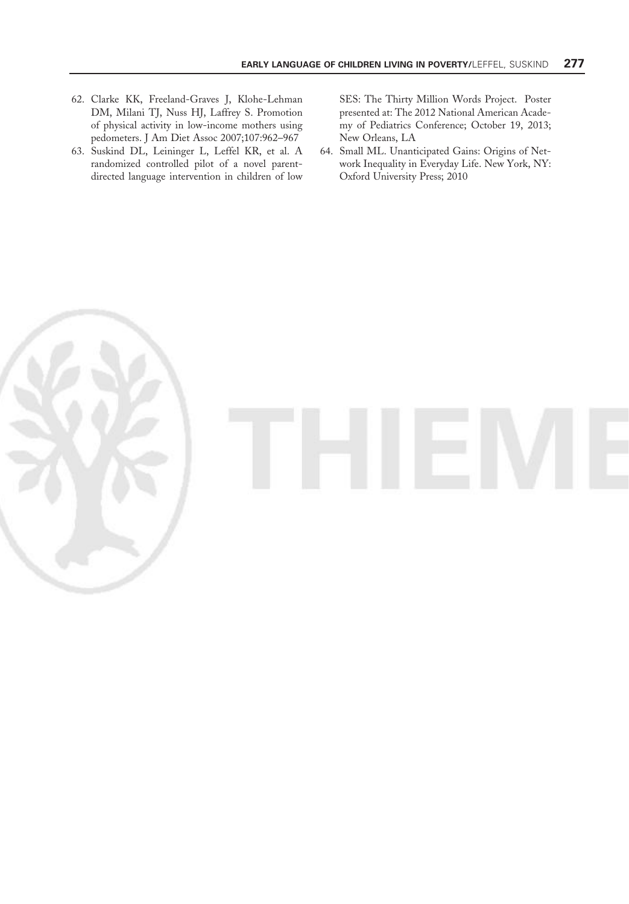62. Clarke KK, Freeland-Graves J, Klohe-Lehman DM, Milani TJ, Nuss HJ, Laffrey S. Promotion of physical activity in low-income mothers using pedometers. J Am Diet Assoc 2007;107:962–967
63. Suskind DL, Leininger L, Leffel KR, et al. A randomized controlled pilot of a novel parent-directed language intervention in children of low SES: The Thirty Million Words Project. Poster presented at: The 2012 National American Academy of Pediatrics Conference; October 19, 2013; New Orleans, LA
64. Small ML. Unanticipated Gains: Origins of Network Inequality in Everyday Life. New York, NY: Oxford University Press; 2010